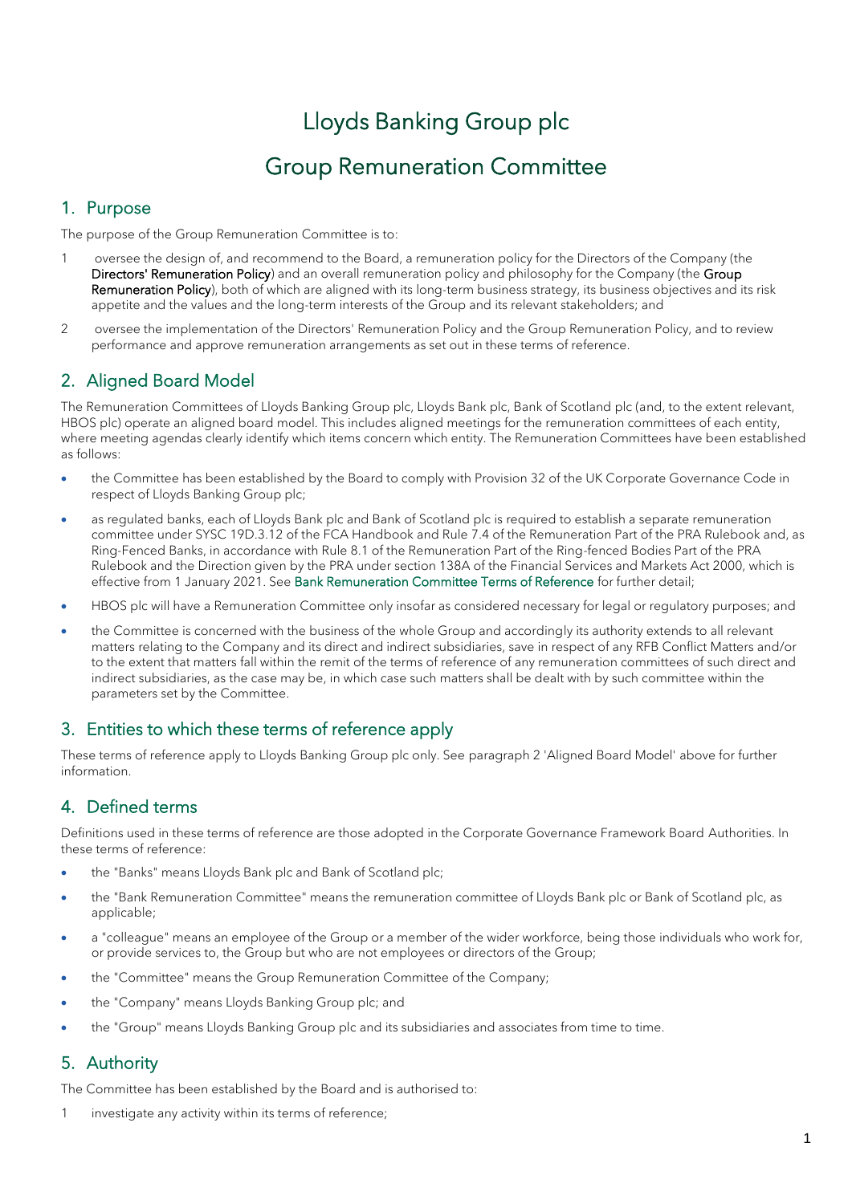# Lloyds Banking Group plc

# Group Remuneration Committee

## 1. Purpose

The purpose of the Group Remuneration Committee is to:

1. oversee the design of, and recommend to the Board, a remuneration policy for the Directors of the Company (the **Directors' Remuneration Policy**) and an overall remuneration policy and philosophy for the Company (the **Group Remuneration Policy**), both of which are aligned with its long-term business strategy, its business objectives and its risk appetite and the values and the long-term interests of the Group and its relevant stakeholders; and
2. oversee the implementation of the Directors' Remuneration Policy and the Group Remuneration Policy, and to review performance and approve remuneration arrangements as set out in these terms of reference.

## 2. Aligned Board Model

The Remuneration Committees of Lloyds Banking Group plc, Lloyds Bank plc, Bank of Scotland plc (and, to the extent relevant, HBOS plc) operate an aligned board model. This includes aligned meetings for the remuneration committees of each entity, where meeting agendas clearly identify which items concern which entity. The Remuneration Committees have been established as follows:

- the Committee has been established by the Board to comply with Provision 32 of the UK Corporate Governance Code in respect of Lloyds Banking Group plc;
- as regulated banks, each of Lloyds Bank plc and Bank of Scotland plc is required to establish a separate remuneration committee under SYSC 19D.3.12 of the FCA Handbook and Rule 7.4 of the Remuneration Part of the PRA Rulebook and, as Ring-Fenced Banks, in accordance with Rule 8.1 of the Remuneration Part of the Ring-fenced Bodies Part of the PRA Rulebook and the Direction given by the PRA under section 138A of the Financial Services and Markets Act 2000, which is effective from 1 January 2021. See Bank Remuneration Committee Terms of Reference for further detail;
- HBOS plc will have a Remuneration Committee only insofar as considered necessary for legal or regulatory purposes; and
- the Committee is concerned with the business of the whole Group and accordingly its authority extends to all relevant matters relating to the Company and its direct and indirect subsidiaries, save in respect of any RFB Conflict Matters and/or to the extent that matters fall within the remit of the terms of reference of any remuneration committees of such direct and indirect subsidiaries, as the case may be, in which case such matters shall be dealt with by such committee within the parameters set by the Committee.

## 3. Entities to which these terms of reference apply

These terms of reference apply to Lloyds Banking Group plc only. See paragraph 2 'Aligned Board Model' above for further information.

## 4. Defined terms

Definitions used in these terms of reference are those adopted in the Corporate Governance Framework Board Authorities. In these terms of reference:

- the "Banks" means Lloyds Bank plc and Bank of Scotland plc;
- the "Bank Remuneration Committee" means the remuneration committee of Lloyds Bank plc or Bank of Scotland plc, as applicable;
- a "colleague" means an employee of the Group or a member of the wider workforce, being those individuals who work for, or provide services to, the Group but who are not employees or directors of the Group;
- the "Committee" means the Group Remuneration Committee of the Company;
- the "Company" means Lloyds Banking Group plc; and
- the "Group" means Lloyds Banking Group plc and its subsidiaries and associates from time to time.

## 5. Authority

The Committee has been established by the Board and is authorised to:

1. investigate any activity within its terms of reference;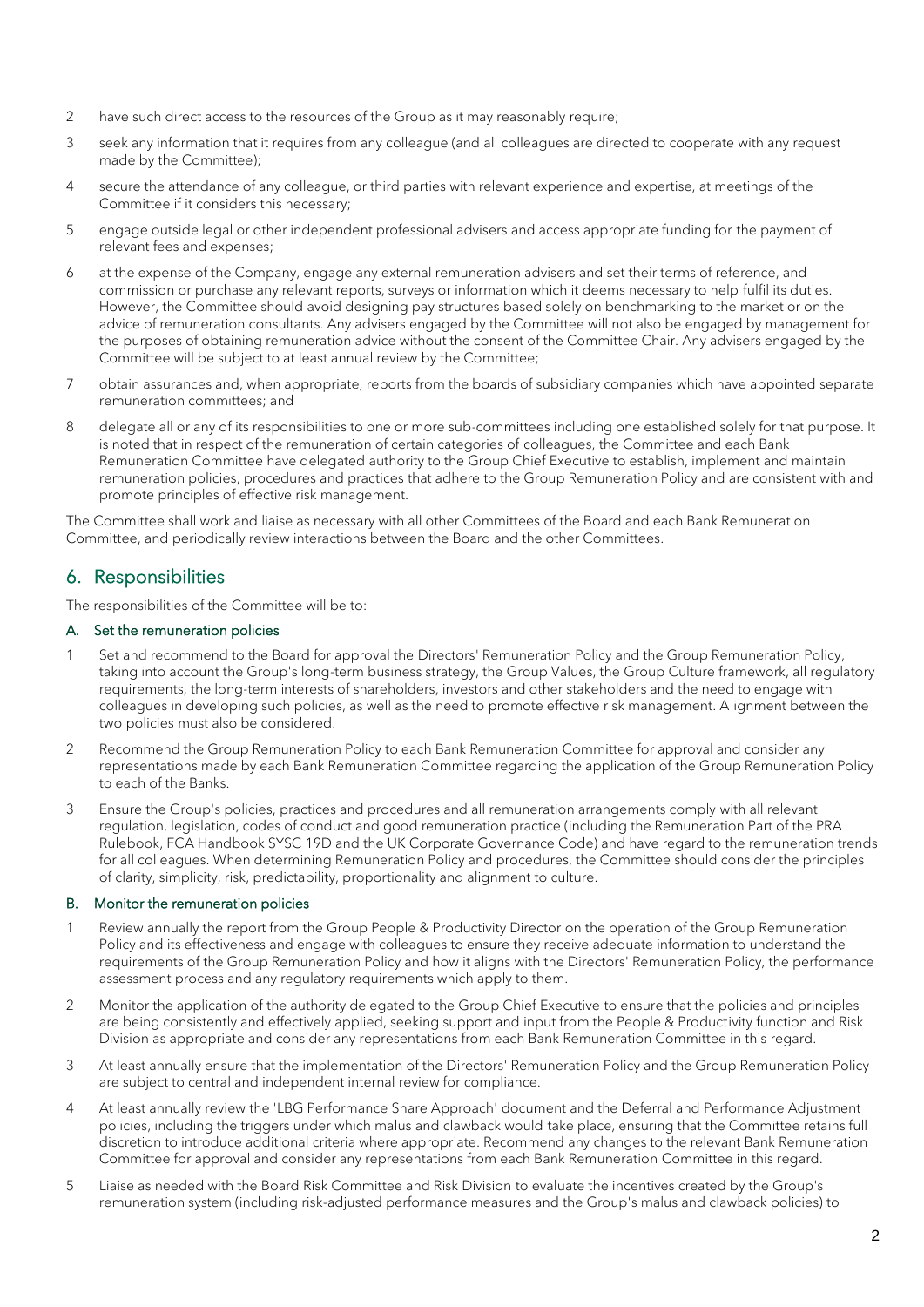2 have such direct access to the resources of the Group as it may reasonably require;

3 seek any information that it requires from any colleague (and all colleagues are directed to cooperate with any request made by the Committee);

4 secure the attendance of any colleague, or third parties with relevant experience and expertise, at meetings of the Committee if it considers this necessary;

5 engage outside legal or other independent professional advisers and access appropriate funding for the payment of relevant fees and expenses;

6 at the expense of the Company, engage any external remuneration advisers and set their terms of reference, and commission or purchase any relevant reports, surveys or information which it deems necessary to help fulfil its duties. However, the Committee should avoid designing pay structures based solely on benchmarking to the market or on the advice of remuneration consultants. Any advisers engaged by the Committee will not also be engaged by management for the purposes of obtaining remuneration advice without the consent of the Committee Chair. Any advisers engaged by the Committee will be subject to at least annual review by the Committee;

7 obtain assurances and, when appropriate, reports from the boards of subsidiary companies which have appointed separate remuneration committees; and

8 delegate all or any of its responsibilities to one or more sub-committees including one established solely for that purpose. It is noted that in respect of the remuneration of certain categories of colleagues, the Committee and each Bank Remuneration Committee have delegated authority to the Group Chief Executive to establish, implement and maintain remuneration policies, procedures and practices that adhere to the Group Remuneration Policy and are consistent with and promote principles of effective risk management.

The Committee shall work and liaise as necessary with all other Committees of the Board and each Bank Remuneration Committee, and periodically review interactions between the Board and the other Committees.

## 6. Responsibilities

The responsibilities of the Committee will be to:

### A. Set the remuneration policies

1 Set and recommend to the Board for approval the Directors' Remuneration Policy and the Group Remuneration Policy, taking into account the Group's long-term business strategy, the Group Values, the Group Culture framework, all regulatory requirements, the long-term interests of shareholders, investors and other stakeholders and the need to engage with colleagues in developing such policies, as well as the need to promote effective risk management. Alignment between the two policies must also be considered.

2 Recommend the Group Remuneration Policy to each Bank Remuneration Committee for approval and consider any representations made by each Bank Remuneration Committee regarding the application of the Group Remuneration Policy to each of the Banks.

3 Ensure the Group's policies, practices and procedures and all remuneration arrangements comply with all relevant regulation, legislation, codes of conduct and good remuneration practice (including the Remuneration Part of the PRA Rulebook, FCA Handbook SYSC 19D and the UK Corporate Governance Code) and have regard to the remuneration trends for all colleagues. When determining Remuneration Policy and procedures, the Committee should consider the principles of clarity, simplicity, risk, predictability, proportionality and alignment to culture.

### B. Monitor the remuneration policies

1 Review annually the report from the Group People & Productivity Director on the operation of the Group Remuneration Policy and its effectiveness and engage with colleagues to ensure they receive adequate information to understand the requirements of the Group Remuneration Policy and how it aligns with the Directors' Remuneration Policy, the performance assessment process and any regulatory requirements which apply to them.

2 Monitor the application of the authority delegated to the Group Chief Executive to ensure that the policies and principles are being consistently and effectively applied, seeking support and input from the People & Productivity function and Risk Division as appropriate and consider any representations from each Bank Remuneration Committee in this regard.

3 At least annually ensure that the implementation of the Directors' Remuneration Policy and the Group Remuneration Policy are subject to central and independent internal review for compliance.

4 At least annually review the 'LBG Performance Share Approach' document and the Deferral and Performance Adjustment policies, including the triggers under which malus and clawback would take place, ensuring that the Committee retains full discretion to introduce additional criteria where appropriate. Recommend any changes to the relevant Bank Remuneration Committee for approval and consider any representations from each Bank Remuneration Committee in this regard.

5 Liaise as needed with the Board Risk Committee and Risk Division to evaluate the incentives created by the Group's remuneration system (including risk-adjusted performance measures and the Group's malus and clawback policies) to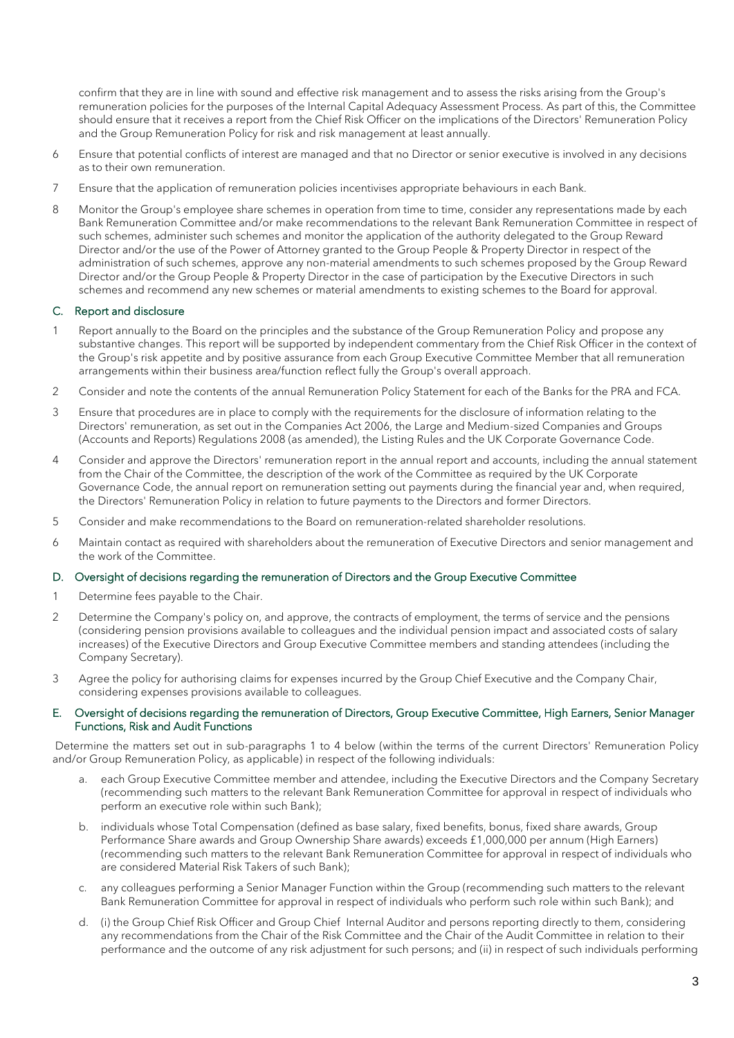confirm that they are in line with sound and effective risk management and to assess the risks arising from the Group's remuneration policies for the purposes of the Internal Capital Adequacy Assessment Process. As part of this, the Committee should ensure that it receives a report from the Chief Risk Officer on the implications of the Directors' Remuneration Policy and the Group Remuneration Policy for risk and risk management at least annually.

6 Ensure that potential conflicts of interest are managed and that no Director or senior executive is involved in any decisions as to their own remuneration.

7 Ensure that the application of remuneration policies incentivises appropriate behaviours in each Bank.

8 Monitor the Group's employee share schemes in operation from time to time, consider any representations made by each Bank Remuneration Committee and/or make recommendations to the relevant Bank Remuneration Committee in respect of such schemes, administer such schemes and monitor the application of the authority delegated to the Group Reward Director and/or the use of the Power of Attorney granted to the Group People & Property Director in respect of the administration of such schemes, approve any non-material amendments to such schemes proposed by the Group Reward Director and/or the Group People & Property Director in the case of participation by the Executive Directors in such schemes and recommend any new schemes or material amendments to existing schemes to the Board for approval.

## C. Report and disclosure

1 Report annually to the Board on the principles and the substance of the Group Remuneration Policy and propose any substantive changes. This report will be supported by independent commentary from the Chief Risk Officer in the context of the Group's risk appetite and by positive assurance from each Group Executive Committee Member that all remuneration arrangements within their business area/function reflect fully the Group's overall approach.

2 Consider and note the contents of the annual Remuneration Policy Statement for each of the Banks for the PRA and FCA.

3 Ensure that procedures are in place to comply with the requirements for the disclosure of information relating to the Directors' remuneration, as set out in the Companies Act 2006, the Large and Medium-sized Companies and Groups (Accounts and Reports) Regulations 2008 (as amended), the Listing Rules and the UK Corporate Governance Code.

4 Consider and approve the Directors' remuneration report in the annual report and accounts, including the annual statement from the Chair of the Committee, the description of the work of the Committee as required by the UK Corporate Governance Code, the annual report on remuneration setting out payments during the financial year and, when required, the Directors' Remuneration Policy in relation to future payments to the Directors and former Directors.

5 Consider and make recommendations to the Board on remuneration-related shareholder resolutions.

6 Maintain contact as required with shareholders about the remuneration of Executive Directors and senior management and the work of the Committee.

## D. Oversight of decisions regarding the remuneration of Directors and the Group Executive Committee

1 Determine fees payable to the Chair.

2 Determine the Company's policy on, and approve, the contracts of employment, the terms of service and the pensions (considering pension provisions available to colleagues and the individual pension impact and associated costs of salary increases) of the Executive Directors and Group Executive Committee members and standing attendees (including the Company Secretary).

3 Agree the policy for authorising claims for expenses incurred by the Group Chief Executive and the Company Chair, considering expenses provisions available to colleagues.

## E. Oversight of decisions regarding the remuneration of Directors, Group Executive Committee, High Earners, Senior Manager Functions, Risk and Audit Functions

Determine the matters set out in sub-paragraphs 1 to 4 below (within the terms of the current Directors' Remuneration Policy and/or Group Remuneration Policy, as applicable) in respect of the following individuals:

a. each Group Executive Committee member and attendee, including the Executive Directors and the Company Secretary (recommending such matters to the relevant Bank Remuneration Committee for approval in respect of individuals who perform an executive role within such Bank);

b. individuals whose Total Compensation (defined as base salary, fixed benefits, bonus, fixed share awards, Group Performance Share awards and Group Ownership Share awards) exceeds £1,000,000 per annum (High Earners) (recommending such matters to the relevant Bank Remuneration Committee for approval in respect of individuals who are considered Material Risk Takers of such Bank);

c. any colleagues performing a Senior Manager Function within the Group (recommending such matters to the relevant Bank Remuneration Committee for approval in respect of individuals who perform such role within such Bank); and

d. (i) the Group Chief Risk Officer and Group Chief Internal Auditor and persons reporting directly to them, considering any recommendations from the Chair of the Risk Committee and the Chair of the Audit Committee in relation to their performance and the outcome of any risk adjustment for such persons; and (ii) in respect of such individuals performing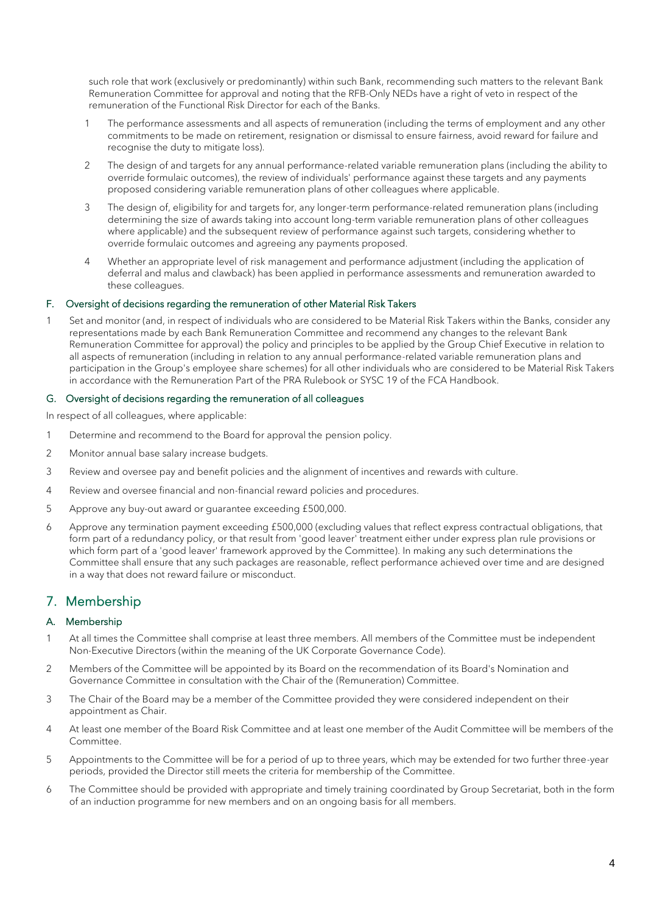such role that work (exclusively or predominantly) within such Bank, recommending such matters to the relevant Bank Remuneration Committee for approval and noting that the RFB-Only NEDs have a right of veto in respect of the remuneration of the Functional Risk Director for each of the Banks.

1 The performance assessments and all aspects of remuneration (including the terms of employment and any other commitments to be made on retirement, resignation or dismissal to ensure fairness, avoid reward for failure and recognise the duty to mitigate loss).

2 The design of and targets for any annual performance-related variable remuneration plans (including the ability to override formulaic outcomes), the review of individuals' performance against these targets and any payments proposed considering variable remuneration plans of other colleagues where applicable.

3 The design of, eligibility for and targets for, any longer-term performance-related remuneration plans (including determining the size of awards taking into account long-term variable remuneration plans of other colleagues where applicable) and the subsequent review of performance against such targets, considering whether to override formulaic outcomes and agreeing any payments proposed.

4 Whether an appropriate level of risk management and performance adjustment (including the application of deferral and malus and clawback) has been applied in performance assessments and remuneration awarded to these colleagues.

### F. Oversight of decisions regarding the remuneration of other Material Risk Takers

1 Set and monitor (and, in respect of individuals who are considered to be Material Risk Takers within the Banks, consider any representations made by each Bank Remuneration Committee and recommend any changes to the relevant Bank Remuneration Committee for approval) the policy and principles to be applied by the Group Chief Executive in relation to all aspects of remuneration (including in relation to any annual performance-related variable remuneration plans and participation in the Group's employee share schemes) for all other individuals who are considered to be Material Risk Takers in accordance with the Remuneration Part of the PRA Rulebook or SYSC 19 of the FCA Handbook.

### G. Oversight of decisions regarding the remuneration of all colleagues

In respect of all colleagues, where applicable:

1 Determine and recommend to the Board for approval the pension policy.

2 Monitor annual base salary increase budgets.

3 Review and oversee pay and benefit policies and the alignment of incentives and rewards with culture.

4 Review and oversee financial and non-financial reward policies and procedures.

5 Approve any buy-out award or guarantee exceeding £500,000.

6 Approve any termination payment exceeding £500,000 (excluding values that reflect express contractual obligations, that form part of a redundancy policy, or that result from 'good leaver' treatment either under express plan rule provisions or which form part of a 'good leaver' framework approved by the Committee). In making any such determinations the Committee shall ensure that any such packages are reasonable, reflect performance achieved over time and are designed in a way that does not reward failure or misconduct.

## 7. Membership

### A. Membership

1 At all times the Committee shall comprise at least three members. All members of the Committee must be independent Non-Executive Directors (within the meaning of the UK Corporate Governance Code).

2 Members of the Committee will be appointed by its Board on the recommendation of its Board's Nomination and Governance Committee in consultation with the Chair of the (Remuneration) Committee.

3 The Chair of the Board may be a member of the Committee provided they were considered independent on their appointment as Chair.

4 At least one member of the Board Risk Committee and at least one member of the Audit Committee will be members of the Committee.

5 Appointments to the Committee will be for a period of up to three years, which may be extended for two further three-year periods, provided the Director still meets the criteria for membership of the Committee.

6 The Committee should be provided with appropriate and timely training coordinated by Group Secretariat, both in the form of an induction programme for new members and on an ongoing basis for all members.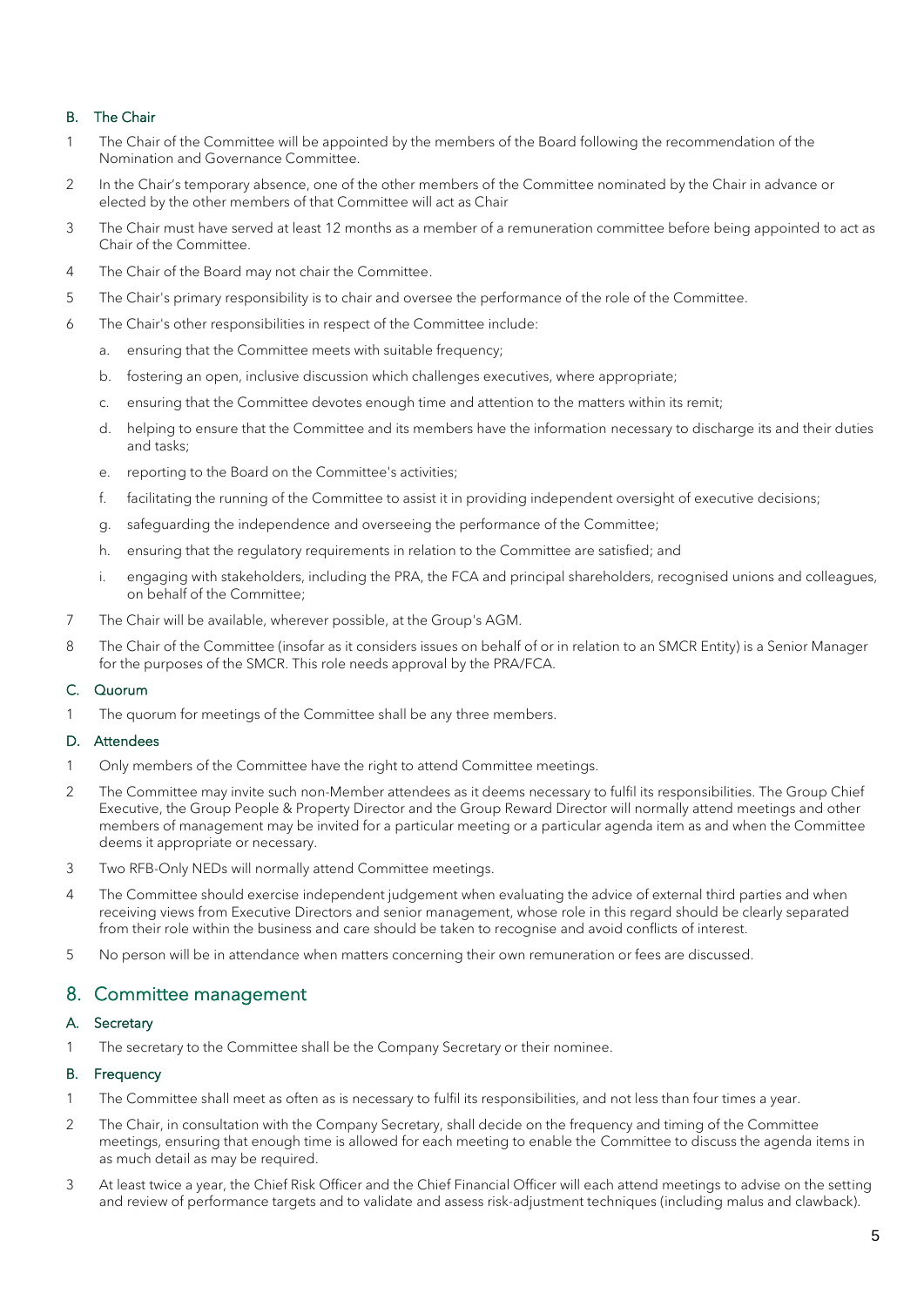### B. The Chair

1 The Chair of the Committee will be appointed by the members of the Board following the recommendation of the Nomination and Governance Committee.

2 In the Chair's temporary absence, one of the other members of the Committee nominated by the Chair in advance or elected by the other members of that Committee will act as Chair

3 The Chair must have served at least 12 months as a member of a remuneration committee before being appointed to act as Chair of the Committee.

4 The Chair of the Board may not chair the Committee.

5 The Chair's primary responsibility is to chair and oversee the performance of the role of the Committee.

6 The Chair's other responsibilities in respect of the Committee include:

a. ensuring that the Committee meets with suitable frequency;

b. fostering an open, inclusive discussion which challenges executives, where appropriate;

c. ensuring that the Committee devotes enough time and attention to the matters within its remit;

d. helping to ensure that the Committee and its members have the information necessary to discharge its and their duties and tasks;

e. reporting to the Board on the Committee's activities;

f. facilitating the running of the Committee to assist it in providing independent oversight of executive decisions;

g. safeguarding the independence and overseeing the performance of the Committee;

h. ensuring that the regulatory requirements in relation to the Committee are satisfied; and

i. engaging with stakeholders, including the PRA, the FCA and principal shareholders, recognised unions and colleagues, on behalf of the Committee;

7 The Chair will be available, wherever possible, at the Group's AGM.

8 The Chair of the Committee (insofar as it considers issues on behalf of or in relation to an SMCR Entity) is a Senior Manager for the purposes of the SMCR. This role needs approval by the PRA/FCA.

### C. Quorum

1 The quorum for meetings of the Committee shall be any three members.

### D. Attendees

1 Only members of the Committee have the right to attend Committee meetings.

2 The Committee may invite such non-Member attendees as it deems necessary to fulfil its responsibilities. The Group Chief Executive, the Group People & Property Director and the Group Reward Director will normally attend meetings and other members of management may be invited for a particular meeting or a particular agenda item as and when the Committee deems it appropriate or necessary.

3 Two RFB-Only NEDs will normally attend Committee meetings.

4 The Committee should exercise independent judgement when evaluating the advice of external third parties and when receiving views from Executive Directors and senior management, whose role in this regard should be clearly separated from their role within the business and care should be taken to recognise and avoid conflicts of interest.

5 No person will be in attendance when matters concerning their own remuneration or fees are discussed.

## 8. Committee management

### A. Secretary

1 The secretary to the Committee shall be the Company Secretary or their nominee.

### B. Frequency

1 The Committee shall meet as often as is necessary to fulfil its responsibilities, and not less than four times a year.

2 The Chair, in consultation with the Company Secretary, shall decide on the frequency and timing of the Committee meetings, ensuring that enough time is allowed for each meeting to enable the Committee to discuss the agenda items in as much detail as may be required.

3 At least twice a year, the Chief Risk Officer and the Chief Financial Officer will each attend meetings to advise on the setting and review of performance targets and to validate and assess risk-adjustment techniques (including malus and clawback).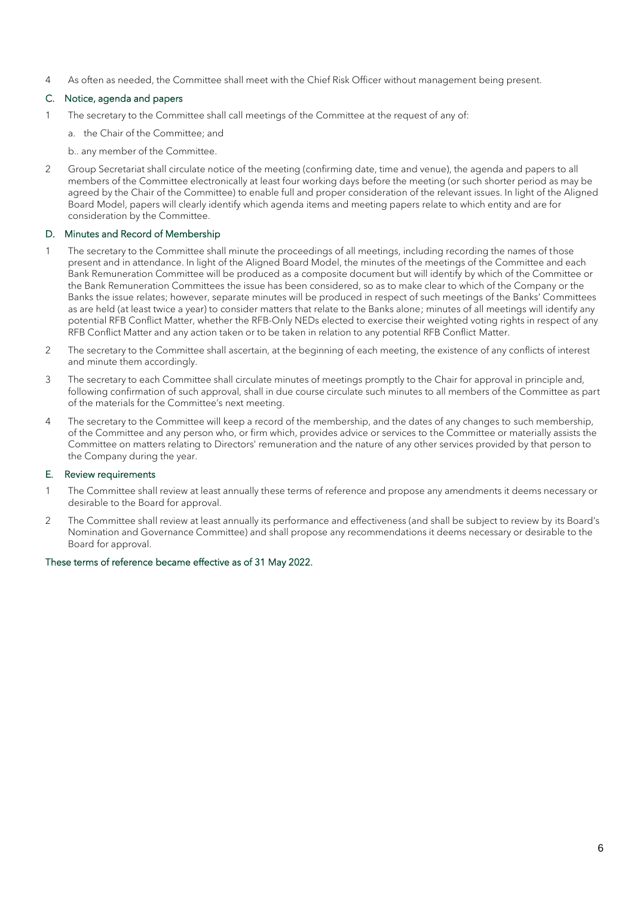4 As often as needed, the Committee shall meet with the Chief Risk Officer without management being present.

## C. Notice, agenda and papers

1 The secretary to the Committee shall call meetings of the Committee at the request of any of:

a. the Chair of the Committee; and

b.. any member of the Committee.

2 Group Secretariat shall circulate notice of the meeting (confirming date, time and venue), the agenda and papers to all members of the Committee electronically at least four working days before the meeting (or such shorter period as may be agreed by the Chair of the Committee) to enable full and proper consideration of the relevant issues. In light of the Aligned Board Model, papers will clearly identify which agenda items and meeting papers relate to which entity and are for consideration by the Committee.

## D. Minutes and Record of Membership

1 The secretary to the Committee shall minute the proceedings of all meetings, including recording the names of those present and in attendance. In light of the Aligned Board Model, the minutes of the meetings of the Committee and each Bank Remuneration Committee will be produced as a composite document but will identify by which of the Committee or the Bank Remuneration Committees the issue has been considered, so as to make clear to which of the Company or the Banks the issue relates; however, separate minutes will be produced in respect of such meetings of the Banks' Committees as are held (at least twice a year) to consider matters that relate to the Banks alone; minutes of all meetings will identify any potential RFB Conflict Matter, whether the RFB-Only NEDs elected to exercise their weighted voting rights in respect of any RFB Conflict Matter and any action taken or to be taken in relation to any potential RFB Conflict Matter.

2 The secretary to the Committee shall ascertain, at the beginning of each meeting, the existence of any conflicts of interest and minute them accordingly.

3 The secretary to each Committee shall circulate minutes of meetings promptly to the Chair for approval in principle and, following confirmation of such approval, shall in due course circulate such minutes to all members of the Committee as part of the materials for the Committee's next meeting.

4 The secretary to the Committee will keep a record of the membership, and the dates of any changes to such membership, of the Committee and any person who, or firm which, provides advice or services to the Committee or materially assists the Committee on matters relating to Directors' remuneration and the nature of any other services provided by that person to the Company during the year.

## E. Review requirements

1 The Committee shall review at least annually these terms of reference and propose any amendments it deems necessary or desirable to the Board for approval.

2 The Committee shall review at least annually its performance and effectiveness (and shall be subject to review by its Board's Nomination and Governance Committee) and shall propose any recommendations it deems necessary or desirable to the Board for approval.

These terms of reference became effective as of 31 May 2022.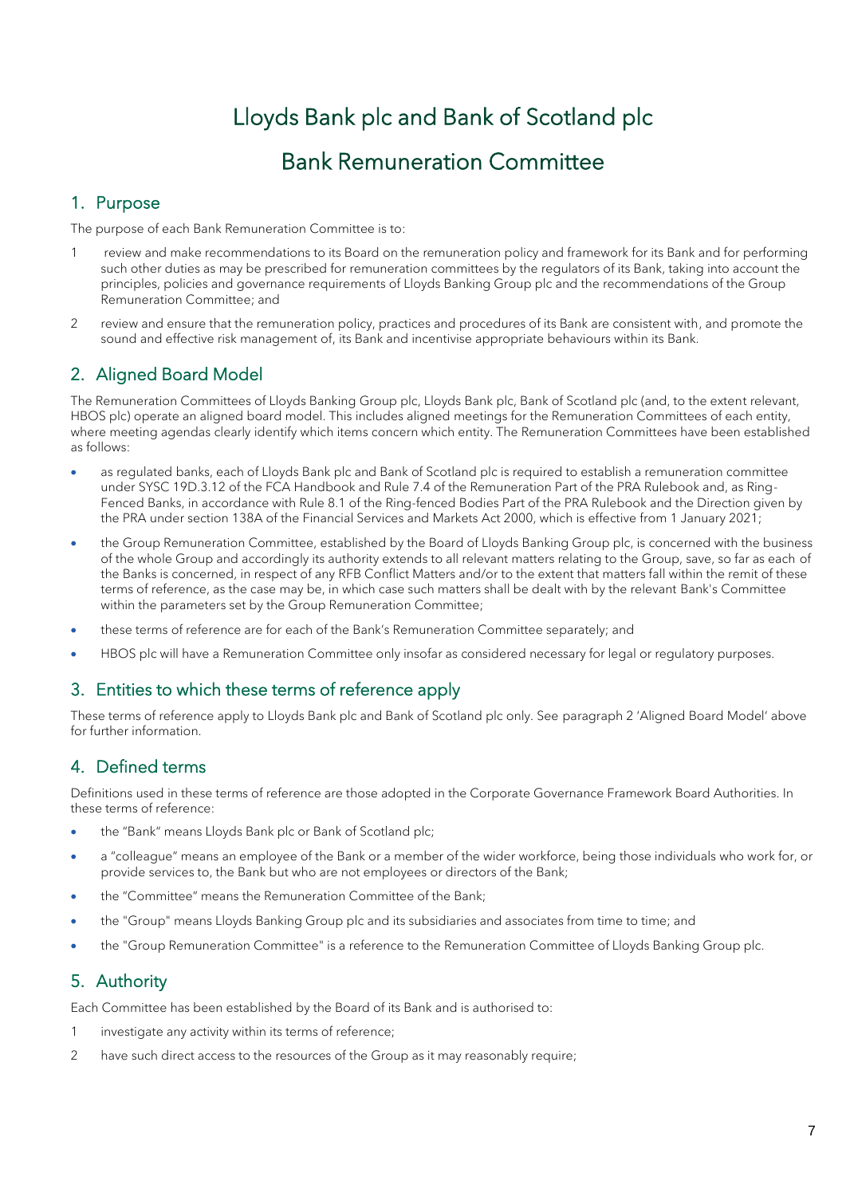# Lloyds Bank plc and Bank of Scotland plc

# Bank Remuneration Committee

## 1. Purpose

The purpose of each Bank Remuneration Committee is to:

1. review and make recommendations to its Board on the remuneration policy and framework for its Bank and for performing such other duties as may be prescribed for remuneration committees by the regulators of its Bank, taking into account the principles, policies and governance requirements of Lloyds Banking Group plc and the recommendations of the Group Remuneration Committee; and
2. review and ensure that the remuneration policy, practices and procedures of its Bank are consistent with, and promote the sound and effective risk management of, its Bank and incentivise appropriate behaviours within its Bank.

## 2. Aligned Board Model

The Remuneration Committees of Lloyds Banking Group plc, Lloyds Bank plc, Bank of Scotland plc (and, to the extent relevant, HBOS plc) operate an aligned board model. This includes aligned meetings for the Remuneration Committees of each entity, where meeting agendas clearly identify which items concern which entity. The Remuneration Committees have been established as follows:

- as regulated banks, each of Lloyds Bank plc and Bank of Scotland plc is required to establish a remuneration committee under SYSC 19D.3.12 of the FCA Handbook and Rule 7.4 of the Remuneration Part of the PRA Rulebook and, as Ring-Fenced Banks, in accordance with Rule 8.1 of the Ring-fenced Bodies Part of the PRA Rulebook and the Direction given by the PRA under section 138A of the Financial Services and Markets Act 2000, which is effective from 1 January 2021;
- the Group Remuneration Committee, established by the Board of Lloyds Banking Group plc, is concerned with the business of the whole Group and accordingly its authority extends to all relevant matters relating to the Group, save, so far as each of the Banks is concerned, in respect of any RFB Conflict Matters and/or to the extent that matters fall within the remit of these terms of reference, as the case may be, in which case such matters shall be dealt with by the relevant Bank's Committee within the parameters set by the Group Remuneration Committee;
- these terms of reference are for each of the Bank's Remuneration Committee separately; and
- HBOS plc will have a Remuneration Committee only insofar as considered necessary for legal or regulatory purposes.

## 3. Entities to which these terms of reference apply

These terms of reference apply to Lloyds Bank plc and Bank of Scotland plc only. See paragraph 2 'Aligned Board Model' above for further information.

## 4. Defined terms

Definitions used in these terms of reference are those adopted in the Corporate Governance Framework Board Authorities. In these terms of reference:

- the "Bank" means Lloyds Bank plc or Bank of Scotland plc;
- a "colleague" means an employee of the Bank or a member of the wider workforce, being those individuals who work for, or provide services to, the Bank but who are not employees or directors of the Bank;
- the "Committee" means the Remuneration Committee of the Bank;
- the "Group" means Lloyds Banking Group plc and its subsidiaries and associates from time to time; and
- the "Group Remuneration Committee" is a reference to the Remuneration Committee of Lloyds Banking Group plc.

## 5. Authority

Each Committee has been established by the Board of its Bank and is authorised to:

1. investigate any activity within its terms of reference;
2. have such direct access to the resources of the Group as it may reasonably require;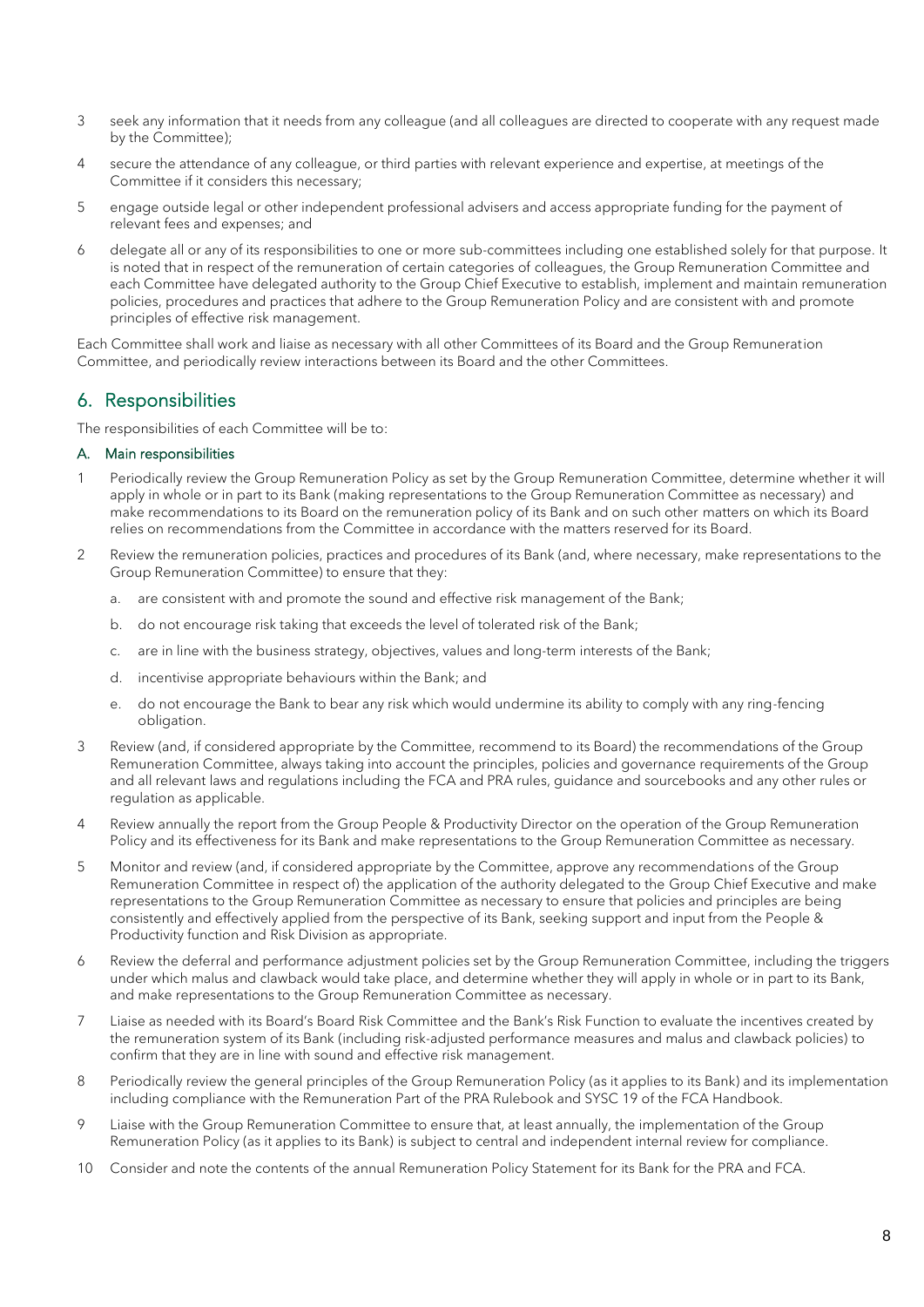3 seek any information that it needs from any colleague (and all colleagues are directed to cooperate with any request made by the Committee);

4 secure the attendance of any colleague, or third parties with relevant experience and expertise, at meetings of the Committee if it considers this necessary;

5 engage outside legal or other independent professional advisers and access appropriate funding for the payment of relevant fees and expenses; and

6 delegate all or any of its responsibilities to one or more sub-committees including one established solely for that purpose. It is noted that in respect of the remuneration of certain categories of colleagues, the Group Remuneration Committee and each Committee have delegated authority to the Group Chief Executive to establish, implement and maintain remuneration policies, procedures and practices that adhere to the Group Remuneration Policy and are consistent with and promote principles of effective risk management.

Each Committee shall work and liaise as necessary with all other Committees of its Board and the Group Remuneration Committee, and periodically review interactions between its Board and the other Committees.

## 6. Responsibilities

The responsibilities of each Committee will be to:

### A. Main responsibilities

1 Periodically review the Group Remuneration Policy as set by the Group Remuneration Committee, determine whether it will apply in whole or in part to its Bank (making representations to the Group Remuneration Committee as necessary) and make recommendations to its Board on the remuneration policy of its Bank and on such other matters on which its Board relies on recommendations from the Committee in accordance with the matters reserved for its Board.

2 Review the remuneration policies, practices and procedures of its Bank (and, where necessary, make representations to the Group Remuneration Committee) to ensure that they:

   a. are consistent with and promote the sound and effective risk management of the Bank;

   b. do not encourage risk taking that exceeds the level of tolerated risk of the Bank;

   c. are in line with the business strategy, objectives, values and long-term interests of the Bank;

   d. incentivise appropriate behaviours within the Bank; and

   e. do not encourage the Bank to bear any risk which would undermine its ability to comply with any ring-fencing obligation.

3 Review (and, if considered appropriate by the Committee, recommend to its Board) the recommendations of the Group Remuneration Committee, always taking into account the principles, policies and governance requirements of the Group and all relevant laws and regulations including the FCA and PRA rules, guidance and sourcebooks and any other rules or regulation as applicable.

4 Review annually the report from the Group People & Productivity Director on the operation of the Group Remuneration Policy and its effectiveness for its Bank and make representations to the Group Remuneration Committee as necessary.

5 Monitor and review (and, if considered appropriate by the Committee, approve any recommendations of the Group Remuneration Committee in respect of) the application of the authority delegated to the Group Chief Executive and make representations to the Group Remuneration Committee as necessary to ensure that policies and principles are being consistently and effectively applied from the perspective of its Bank, seeking support and input from the People & Productivity function and Risk Division as appropriate.

6 Review the deferral and performance adjustment policies set by the Group Remuneration Committee, including the triggers under which malus and clawback would take place, and determine whether they will apply in whole or in part to its Bank, and make representations to the Group Remuneration Committee as necessary.

7 Liaise as needed with its Board's Board Risk Committee and the Bank's Risk Function to evaluate the incentives created by the remuneration system of its Bank (including risk-adjusted performance measures and malus and clawback policies) to confirm that they are in line with sound and effective risk management.

8 Periodically review the general principles of the Group Remuneration Policy (as it applies to its Bank) and its implementation including compliance with the Remuneration Part of the PRA Rulebook and SYSC 19 of the FCA Handbook.

9 Liaise with the Group Remuneration Committee to ensure that, at least annually, the implementation of the Group Remuneration Policy (as it applies to its Bank) is subject to central and independent internal review for compliance.

10 Consider and note the contents of the annual Remuneration Policy Statement for its Bank for the PRA and FCA.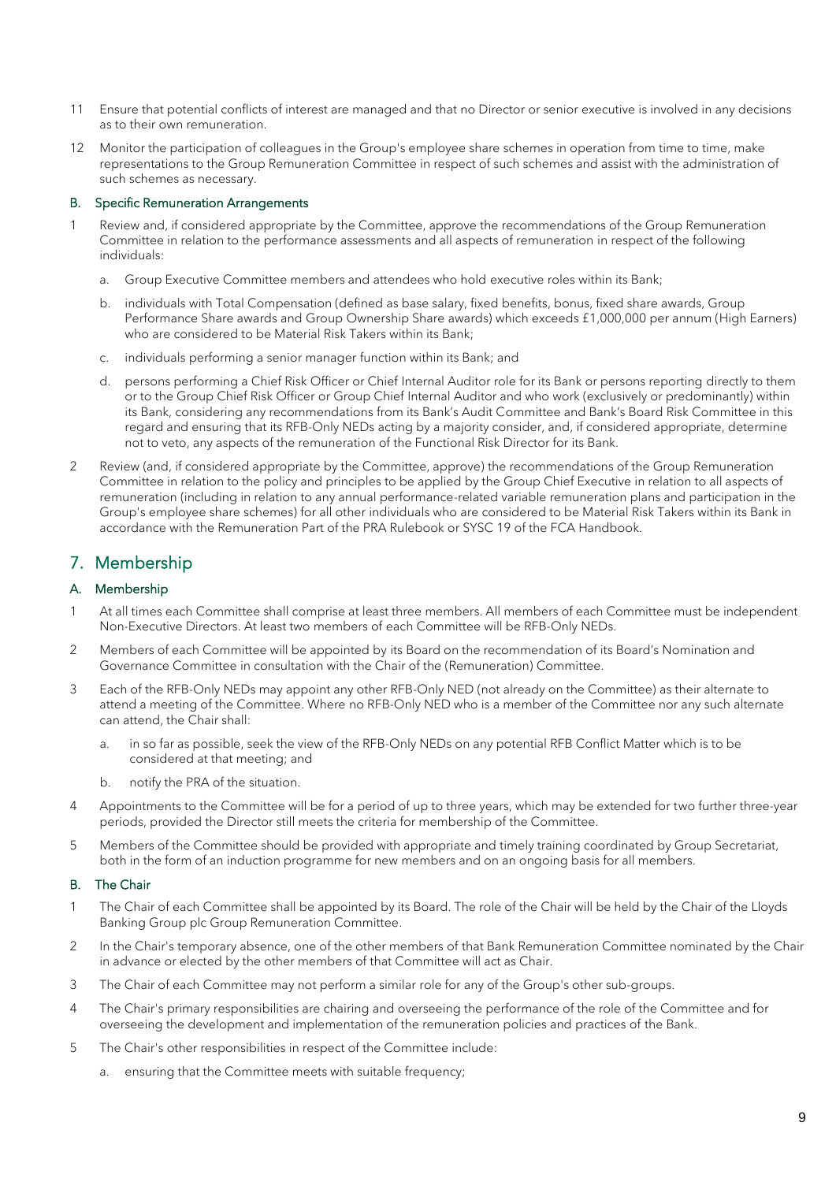11 Ensure that potential conflicts of interest are managed and that no Director or senior executive is involved in any decisions as to their own remuneration.

12 Monitor the participation of colleagues in the Group's employee share schemes in operation from time to time, make representations to the Group Remuneration Committee in respect of such schemes and assist with the administration of such schemes as necessary.

### B. Specific Remuneration Arrangements

1 Review and, if considered appropriate by the Committee, approve the recommendations of the Group Remuneration Committee in relation to the performance assessments and all aspects of remuneration in respect of the following individuals:

   a. Group Executive Committee members and attendees who hold executive roles within its Bank;

   b. individuals with Total Compensation (defined as base salary, fixed benefits, bonus, fixed share awards, Group Performance Share awards and Group Ownership Share awards) which exceeds £1,000,000 per annum (High Earners) who are considered to be Material Risk Takers within its Bank;

   c. individuals performing a senior manager function within its Bank; and

   d. persons performing a Chief Risk Officer or Chief Internal Auditor role for its Bank or persons reporting directly to them or to the Group Chief Risk Officer or Group Chief Internal Auditor and who work (exclusively or predominantly) within its Bank, considering any recommendations from its Bank's Audit Committee and Bank's Board Risk Committee in this regard and ensuring that its RFB-Only NEDs acting by a majority consider, and, if considered appropriate, determine not to veto, any aspects of the remuneration of the Functional Risk Director for its Bank.

2 Review (and, if considered appropriate by the Committee, approve) the recommendations of the Group Remuneration Committee in relation to the policy and principles to be applied by the Group Chief Executive in relation to all aspects of remuneration (including in relation to any annual performance-related variable remuneration plans and participation in the Group's employee share schemes) for all other individuals who are considered to be Material Risk Takers within its Bank in accordance with the Remuneration Part of the PRA Rulebook or SYSC 19 of the FCA Handbook.

## 7. Membership

### A. Membership

1 At all times each Committee shall comprise at least three members. All members of each Committee must be independent Non-Executive Directors. At least two members of each Committee will be RFB-Only NEDs.

2 Members of each Committee will be appointed by its Board on the recommendation of its Board's Nomination and Governance Committee in consultation with the Chair of the (Remuneration) Committee.

3 Each of the RFB-Only NEDs may appoint any other RFB-Only NED (not already on the Committee) as their alternate to attend a meeting of the Committee. Where no RFB-Only NED who is a member of the Committee nor any such alternate can attend, the Chair shall:

   a. in so far as possible, seek the view of the RFB-Only NEDs on any potential RFB Conflict Matter which is to be considered at that meeting; and

   b. notify the PRA of the situation.

4 Appointments to the Committee will be for a period of up to three years, which may be extended for two further three-year periods, provided the Director still meets the criteria for membership of the Committee.

5 Members of the Committee should be provided with appropriate and timely training coordinated by Group Secretariat, both in the form of an induction programme for new members and on an ongoing basis for all members.

### B. The Chair

1 The Chair of each Committee shall be appointed by its Board. The role of the Chair will be held by the Chair of the Lloyds Banking Group plc Group Remuneration Committee.

2 In the Chair's temporary absence, one of the other members of that Bank Remuneration Committee nominated by the Chair in advance or elected by the other members of that Committee will act as Chair.

3 The Chair of each Committee may not perform a similar role for any of the Group's other sub-groups.

4 The Chair's primary responsibilities are chairing and overseeing the performance of the role of the Committee and for overseeing the development and implementation of the remuneration policies and practices of the Bank.

5 The Chair's other responsibilities in respect of the Committee include:

   a. ensuring that the Committee meets with suitable frequency;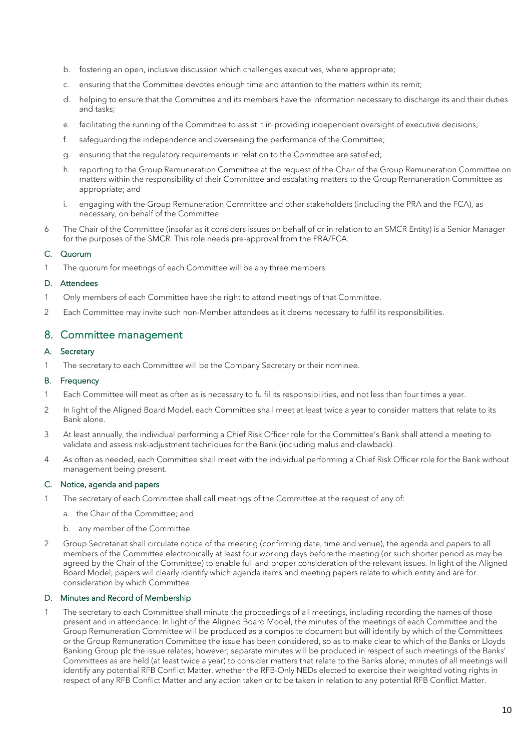b. fostering an open, inclusive discussion which challenges executives, where appropriate;

c. ensuring that the Committee devotes enough time and attention to the matters within its remit;

d. helping to ensure that the Committee and its members have the information necessary to discharge its and their duties and tasks;

e. facilitating the running of the Committee to assist it in providing independent oversight of executive decisions;

f. safeguarding the independence and overseeing the performance of the Committee;

g. ensuring that the regulatory requirements in relation to the Committee are satisfied;

h. reporting to the Group Remuneration Committee at the request of the Chair of the Group Remuneration Committee on matters within the responsibility of their Committee and escalating matters to the Group Remuneration Committee as appropriate; and

i. engaging with the Group Remuneration Committee and other stakeholders (including the PRA and the FCA), as necessary, on behalf of the Committee.

6 The Chair of the Committee (insofar as it considers issues on behalf of or in relation to an SMCR Entity) is a Senior Manager for the purposes of the SMCR. This role needs pre-approval from the PRA/FCA.

### C. Quorum

1 The quorum for meetings of each Committee will be any three members.

### D. Attendees

1 Only members of each Committee have the right to attend meetings of that Committee.

2 Each Committee may invite such non-Member attendees as it deems necessary to fulfil its responsibilities.

## 8. Committee management

### A. Secretary

1 The secretary to each Committee will be the Company Secretary or their nominee.

### B. Frequency

1 Each Committee will meet as often as is necessary to fulfil its responsibilities, and not less than four times a year.

2 In light of the Aligned Board Model, each Committee shall meet at least twice a year to consider matters that relate to its Bank alone.

3 At least annually, the individual performing a Chief Risk Officer role for the Committee's Bank shall attend a meeting to validate and assess risk-adjustment techniques for the Bank (including malus and clawback).

4 As often as needed, each Committee shall meet with the individual performing a Chief Risk Officer role for the Bank without management being present.

### C. Notice, agenda and papers

1 The secretary of each Committee shall call meetings of the Committee at the request of any of:

a. the Chair of the Committee; and

b. any member of the Committee.

2 Group Secretariat shall circulate notice of the meeting (confirming date, time and venue), the agenda and papers to all members of the Committee electronically at least four working days before the meeting (or such shorter period as may be agreed by the Chair of the Committee) to enable full and proper consideration of the relevant issues. In light of the Aligned Board Model, papers will clearly identify which agenda items and meeting papers relate to which entity and are for consideration by which Committee.

### D. Minutes and Record of Membership

1 The secretary to each Committee shall minute the proceedings of all meetings, including recording the names of those present and in attendance. In light of the Aligned Board Model, the minutes of the meetings of each Committee and the Group Remuneration Committee will be produced as a composite document but will identify by which of the Committees or the Group Remuneration Committee the issue has been considered, so as to make clear to which of the Banks or Lloyds Banking Group plc the issue relates; however, separate minutes will be produced in respect of such meetings of the Banks' Committees as are held (at least twice a year) to consider matters that relate to the Banks alone; minutes of all meetings will identify any potential RFB Conflict Matter, whether the RFB-Only NEDs elected to exercise their weighted voting rights in respect of any RFB Conflict Matter and any action taken or to be taken in relation to any potential RFB Conflict Matter.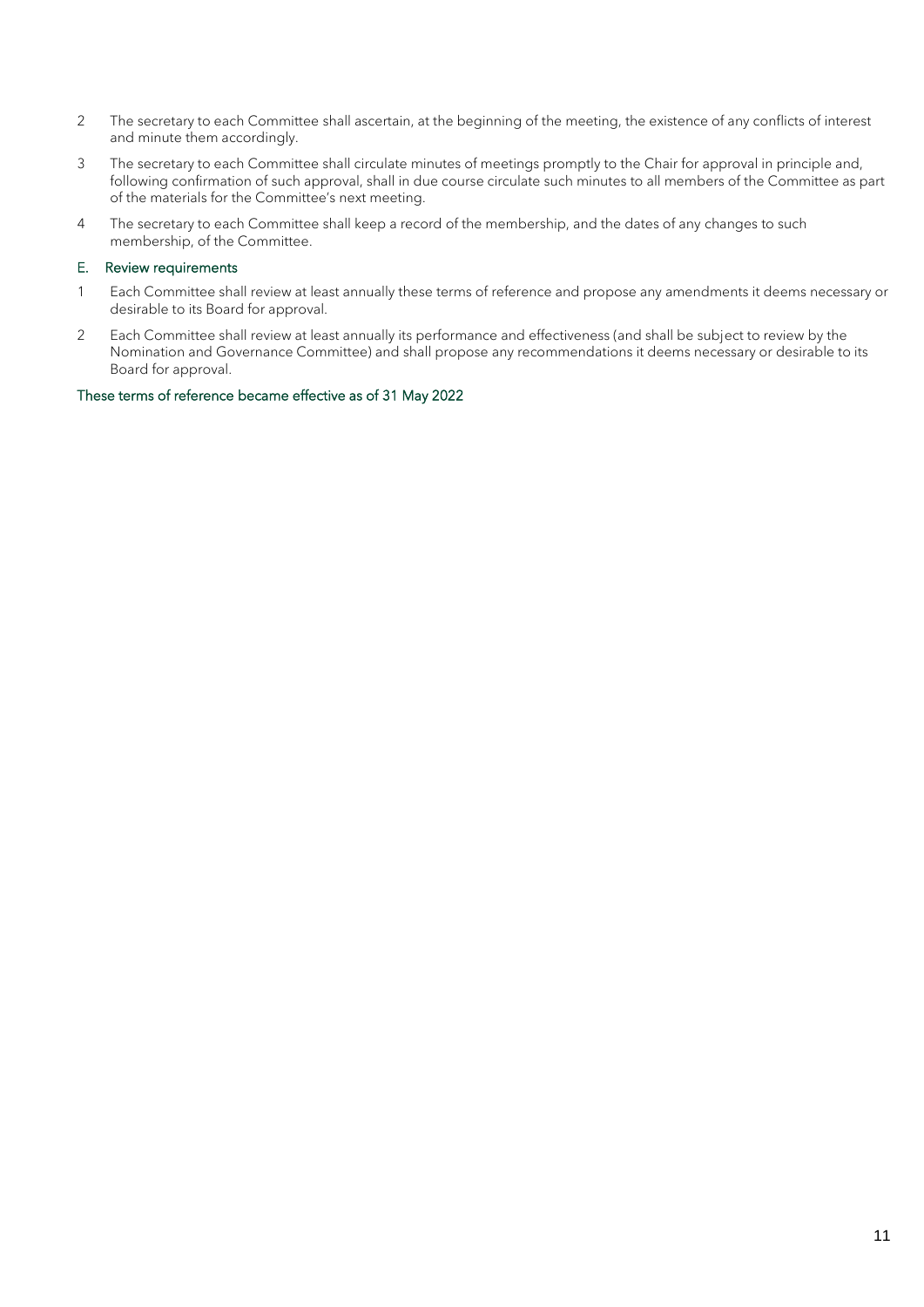2. The secretary to each Committee shall ascertain, at the beginning of the meeting, the existence of any conflicts of interest and minute them accordingly.
3. The secretary to each Committee shall circulate minutes of meetings promptly to the Chair for approval in principle and, following confirmation of such approval, shall in due course circulate such minutes to all members of the Committee as part of the materials for the Committee's next meeting.
4. The secretary to each Committee shall keep a record of the membership, and the dates of any changes to such membership, of the Committee.

## E. Review requirements

1. Each Committee shall review at least annually these terms of reference and propose any amendments it deems necessary or desirable to its Board for approval.
2. Each Committee shall review at least annually its performance and effectiveness (and shall be subject to review by the Nomination and Governance Committee) and shall propose any recommendations it deems necessary or desirable to its Board for approval.

These terms of reference became effective as of 31 May 2022